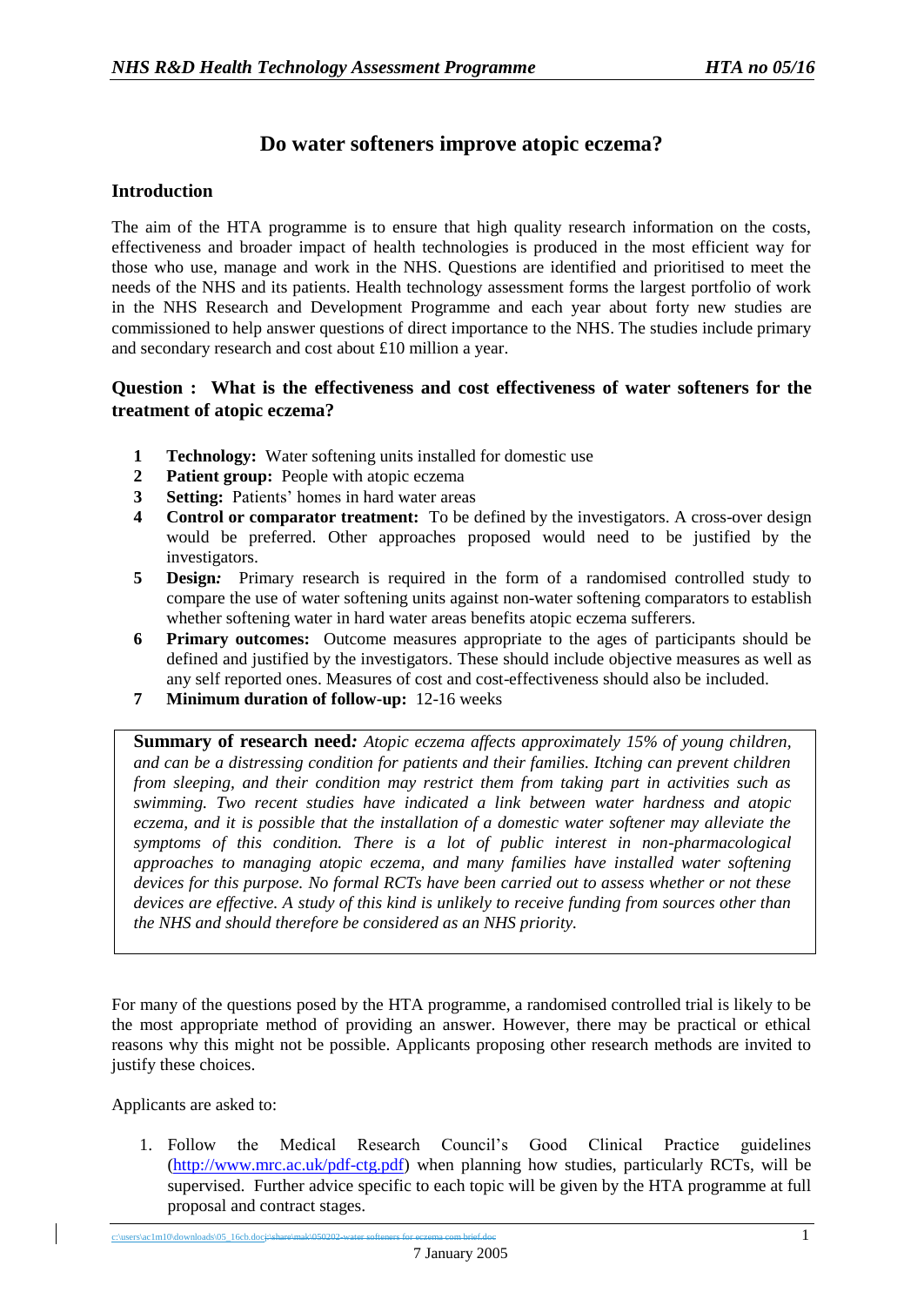# Do water softeners improve atopic eczema?

## Introduction

The aim of the HTA programme is to ensure that high quality research information on the costs, effectiveness and broader impact of health technologies is produced in the most efficient way for those who use, manage and work in the NHS. Questions are identified and prioritised to meet the needs of the NHS and its patients. Health technology assessment forms the largest portfolio of work in the NHS Research and Development Programme and each year about forty new studies are commissioned to help answer questions of direct importance to the NHS. The studies include primary and secondary research and cost about £10 million a year.

## Question : What is the effectiveness and cost effectiveness of water softeners for the treatment of atopic eczema?

1. **Technology:** Water softening units installed for domestic use
2. **Patient group:** People with atopic eczema
3. **Setting:** Patients' homes in hard water areas
4. **Control or comparator treatment:** To be defined by the investigators. A cross-over design would be preferred. Other approaches proposed would need to be justified by the investigators.
5. **Design:** Primary research is required in the form of a randomised controlled study to compare the use of water softening units against non-water softening comparators to establish whether softening water in hard water areas benefits atopic eczema sufferers.
6. **Primary outcomes:** Outcome measures appropriate to the ages of participants should be defined and justified by the investigators. These should include objective measures as well as any self reported ones. Measures of cost and cost-effectiveness should also be included.
7. **Minimum duration of follow-up:** 12-16 weeks

> **Summary of research need:** *Atopic eczema affects approximately 15% of young children, and can be a distressing condition for patients and their families. Itching can prevent children from sleeping, and their condition may restrict them from taking part in activities such as swimming. Two recent studies have indicated a link between water hardness and atopic eczema, and it is possible that the installation of a domestic water softener may alleviate the symptoms of this condition. There is a lot of public interest in non-pharmacological approaches to managing atopic eczema, and many families have installed water softening devices for this purpose. No formal RCTs have been carried out to assess whether or not these devices are effective. A study of this kind is unlikely to receive funding from sources other than the NHS and should therefore be considered as an NHS priority.*

For many of the questions posed by the HTA programme, a randomised controlled trial is likely to be the most appropriate method of providing an answer. However, there may be practical or ethical reasons why this might not be possible. Applicants proposing other research methods are invited to justify these choices.

Applicants are asked to:

1. Follow the Medical Research Council's Good Clinical Practice guidelines (http://www.mrc.ac.uk/pdf-ctg.pdf) when planning how studies, particularly RCTs, will be supervised. Further advice specific to each topic will be given by the HTA programme at full proposal and contract stages.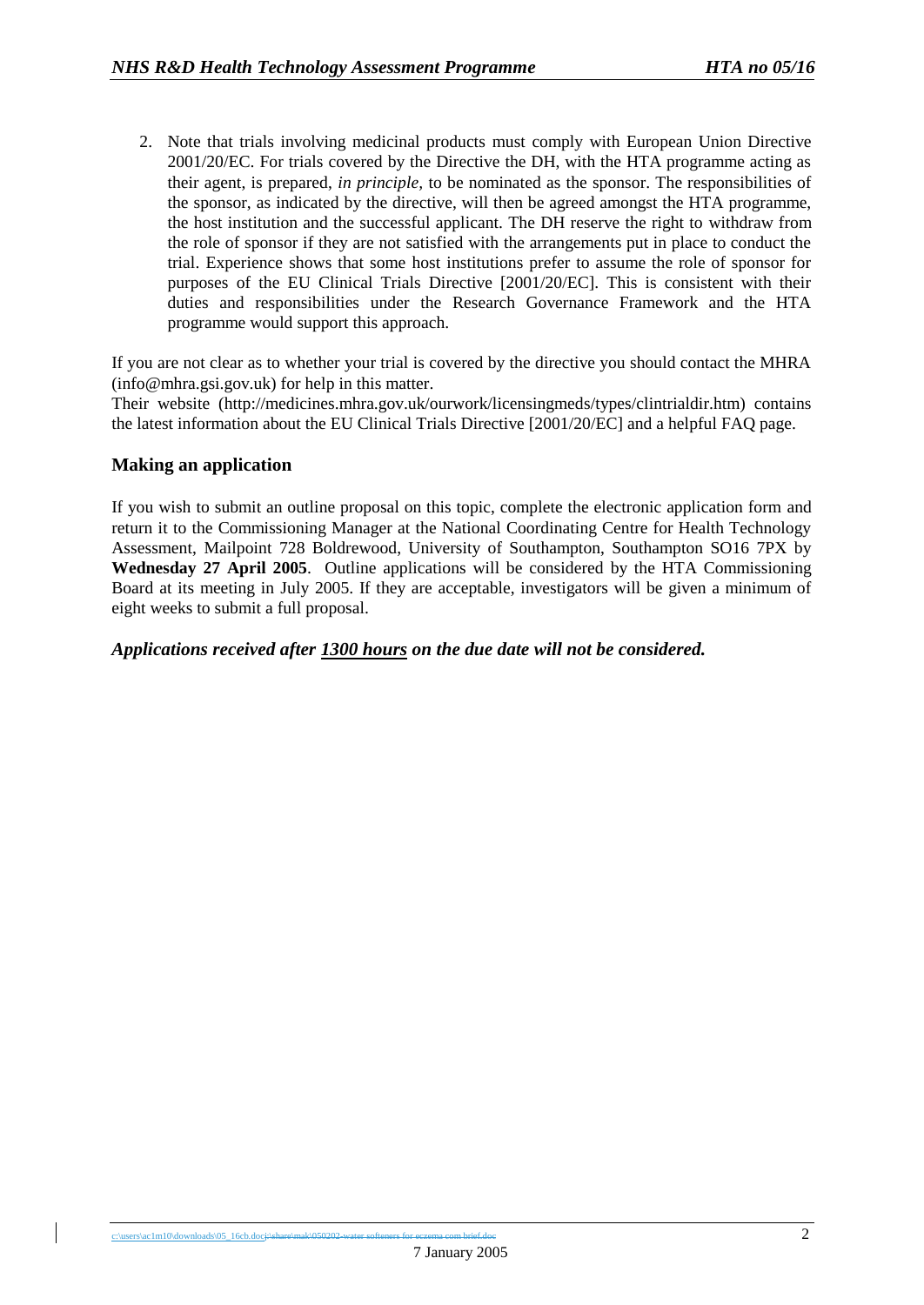2. Note that trials involving medicinal products must comply with European Union Directive 2001/20/EC. For trials covered by the Directive the DH, with the HTA programme acting as their agent, is prepared, *in principle,* to be nominated as the sponsor. The responsibilities of the sponsor, as indicated by the directive, will then be agreed amongst the HTA programme, the host institution and the successful applicant. The DH reserve the right to withdraw from the role of sponsor if they are not satisfied with the arrangements put in place to conduct the trial. Experience shows that some host institutions prefer to assume the role of sponsor for purposes of the EU Clinical Trials Directive [2001/20/EC]. This is consistent with their duties and responsibilities under the Research Governance Framework and the HTA programme would support this approach.

If you are not clear as to whether your trial is covered by the directive you should contact the MHRA (info@mhra.gsi.gov.uk) for help in this matter.
Their website (http://medicines.mhra.gov.uk/ourwork/licensingmeds/types/clintrialdir.htm) contains the latest information about the EU Clinical Trials Directive [2001/20/EC] and a helpful FAQ page.

## Making an application

If you wish to submit an outline proposal on this topic, complete the electronic application form and return it to the Commissioning Manager at the National Coordinating Centre for Health Technology Assessment, Mailpoint 728 Boldrewood, University of Southampton, Southampton SO16 7PX by **Wednesday 27 April 2005**. Outline applications will be considered by the HTA Commissioning Board at its meeting in July 2005. If they are acceptable, investigators will be given a minimum of eight weeks to submit a full proposal.

***Applications received after <u>1300 hours</u> on the due date will not be considered.***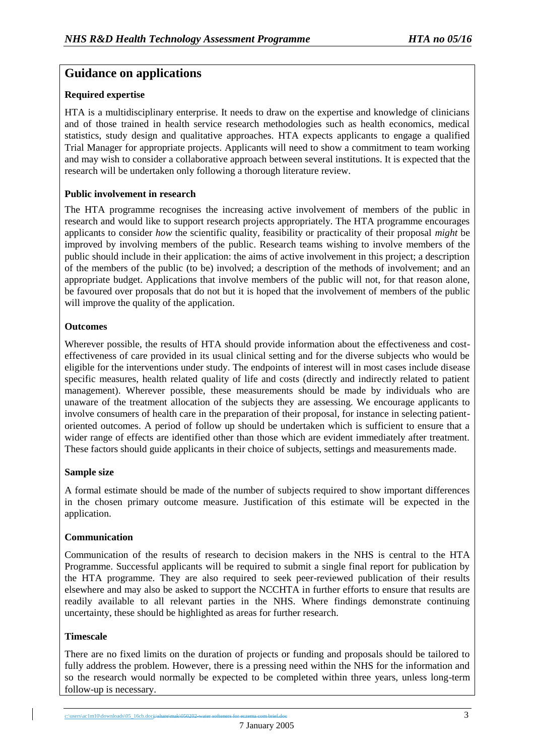## Guidance on applications

### Required expertise

HTA is a multidisciplinary enterprise. It needs to draw on the expertise and knowledge of clinicians and of those trained in health service research methodologies such as health economics, medical statistics, study design and qualitative approaches. HTA expects applicants to engage a qualified Trial Manager for appropriate projects. Applicants will need to show a commitment to team working and may wish to consider a collaborative approach between several institutions. It is expected that the research will be undertaken only following a thorough literature review.

### Public involvement in research

The HTA programme recognises the increasing active involvement of members of the public in research and would like to support research projects appropriately. The HTA programme encourages applicants to consider *how* the scientific quality, feasibility or practicality of their proposal *might* be improved by involving members of the public. Research teams wishing to involve members of the public should include in their application: the aims of active involvement in this project; a description of the members of the public (to be) involved; a description of the methods of involvement; and an appropriate budget. Applications that involve members of the public will not, for that reason alone, be favoured over proposals that do not but it is hoped that the involvement of members of the public will improve the quality of the application.

### Outcomes

Wherever possible, the results of HTA should provide information about the effectiveness and cost-effectiveness of care provided in its usual clinical setting and for the diverse subjects who would be eligible for the interventions under study. The endpoints of interest will in most cases include disease specific measures, health related quality of life and costs (directly and indirectly related to patient management). Wherever possible, these measurements should be made by individuals who are unaware of the treatment allocation of the subjects they are assessing. We encourage applicants to involve consumers of health care in the preparation of their proposal, for instance in selecting patient-oriented outcomes. A period of follow up should be undertaken which is sufficient to ensure that a wider range of effects are identified other than those which are evident immediately after treatment. These factors should guide applicants in their choice of subjects, settings and measurements made.

### Sample size

A formal estimate should be made of the number of subjects required to show important differences in the chosen primary outcome measure. Justification of this estimate will be expected in the application.

### Communication

Communication of the results of research to decision makers in the NHS is central to the HTA Programme. Successful applicants will be required to submit a single final report for publication by the HTA programme. They are also required to seek peer-reviewed publication of their results elsewhere and may also be asked to support the NCCHTA in further efforts to ensure that results are readily available to all relevant parties in the NHS. Where findings demonstrate continuing uncertainty, these should be highlighted as areas for further research.

### Timescale

There are no fixed limits on the duration of projects or funding and proposals should be tailored to fully address the problem. However, there is a pressing need within the NHS for the information and so the research would normally be expected to be completed within three years, unless long-term follow-up is necessary.